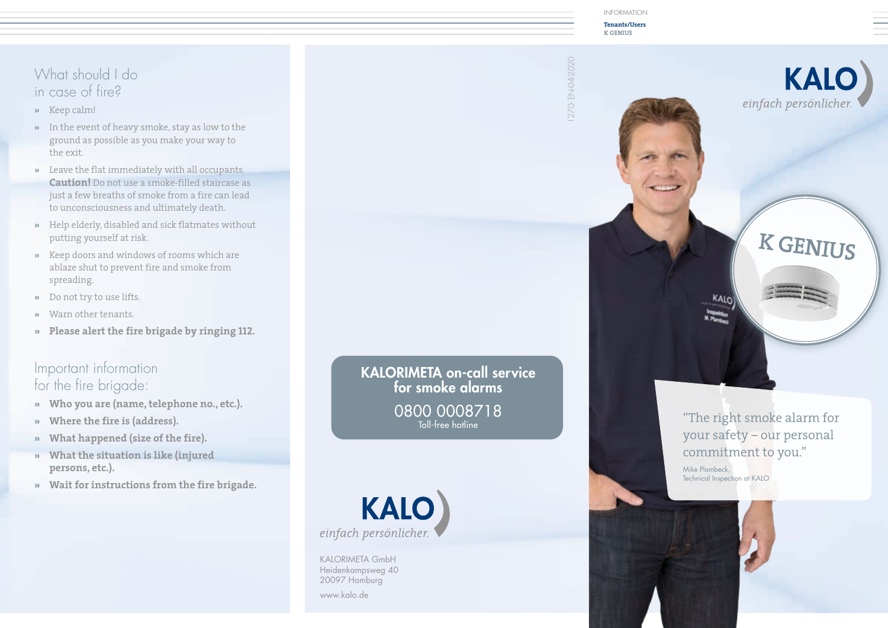INFORMATION

**Tenants/Users**
**K GENIUS**

## What should I do in case of fire?

- Keep calm!
- In the event of heavy smoke, stay as low to the ground as possible as you make your way to the exit.
- Leave the flat immediately with all occupants. **Caution!** Do not use a smoke-filled staircase as just a few breaths of smoke from a fire can lead to unconsciousness and ultimately death.
- Help elderly, disabled and sick flatmates without putting yourself at risk.
- Keep doors and windows of rooms which are ablaze shut to prevent fire and smoke from spreading.
- Do not try to use lifts.
- Warn other tenants.
- **Please alert the fire brigade by ringing 112.**

## Important information for the fire brigade:

- **Who you are (name, telephone no., etc.).**
- **Where the fire is (address).**
- **What happened (size of the fire).**
- **What the situation is like (injured persons, etc.).**
- **Wait for instructions from the fire brigade.**

1270-EN-04 2020

**KALORIMETA on-call service for smoke alarms**

0800 0008718
Toll-free hotline

**KALO**
*einfach persönlicher.*

KALORIMETA GmbH
Heidenkampsweg 40
20097 Hamburg

www.kalo.de

**KALO**
*einfach persönlicher.*

**K GENIUS**

"The right smoke alarm for your safety – our personal commitment to you."

Mike Plambeck,
Technical Inspection at KALO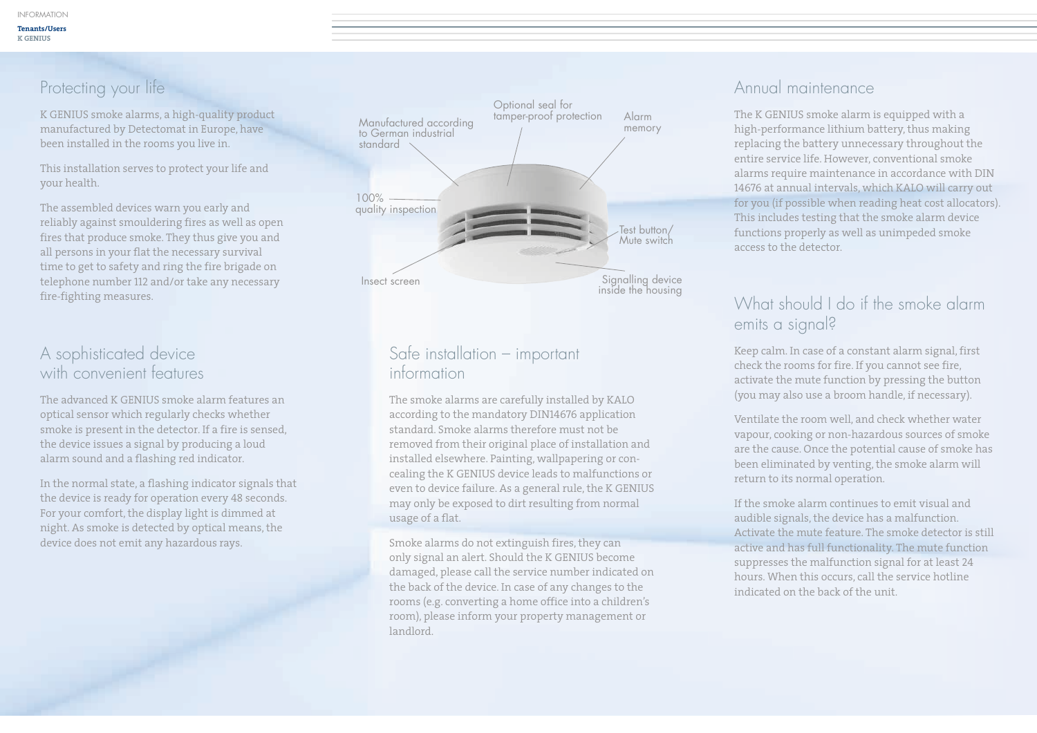## Protecting your life

K GENIUS smoke alarms, a high-quality product manufactured by Detectomat in Europe, have been installed in the rooms you live in.

This installation serves to protect your life and your health.

The assembled devices warn you early and reliably against smouldering fires as well as open fires that produce smoke. They thus give you and all persons in your flat the necessary survival time to get to safety and ring the fire brigade on telephone number 112 and/or take any necessary fire-fighting measures.

## A sophisticated device with convenient features

The advanced K GENIUS smoke alarm features an optical sensor which regularly checks whether smoke is present in the detector. If a fire is sensed, the device issues a signal by producing a loud alarm sound and a flashing red indicator.

In the normal state, a flashing indicator signals that the device is ready for operation every 48 seconds. For your comfort, the display light is dimmed at night. As smoke is detected by optical means, the device does not emit any hazardous rays.

Manufactured according to German industrial standard

Optional seal for tamper-proof protection

Alarm memory

100% quality inspection

Test button/ Mute switch

Insect screen

Signalling device inside the housing

## Safe installation – important information

The smoke alarms are carefully installed by KALO according to the mandatory DIN14676 application standard. Smoke alarms therefore must not be removed from their original place of installation and installed elsewhere. Painting, wallpapering or concealing the K GENIUS device leads to malfunctions or even to device failure. As a general rule, the K GENIUS may only be exposed to dirt resulting from normal usage of a flat.

Smoke alarms do not extinguish fires, they can only signal an alert. Should the K GENIUS become damaged, please call the service number indicated on the back of the device. In case of any changes to the rooms (e.g. converting a home office into a children's room), please inform your property management or landlord.

## Annual maintenance

The K GENIUS smoke alarm is equipped with a high-performance lithium battery, thus making replacing the battery unnecessary throughout the entire service life. However, conventional smoke alarms require maintenance in accordance with DIN 14676 at annual intervals, which KALO will carry out for you (if possible when reading heat cost allocators). This includes testing that the smoke alarm device functions properly as well as unimpeded smoke access to the detector.

## What should I do if the smoke alarm emits a signal?

Keep calm. In case of a constant alarm signal, first check the rooms for fire. If you cannot see fire, activate the mute function by pressing the button (you may also use a broom handle, if necessary).

Ventilate the room well, and check whether water vapour, cooking or non-hazardous sources of smoke are the cause. Once the potential cause of smoke has been eliminated by venting, the smoke alarm will return to its normal operation.

If the smoke alarm continues to emit visual and audible signals, the device has a malfunction. Activate the mute feature. The smoke detector is still active and has full functionality. The mute function suppresses the malfunction signal for at least 24 hours. When this occurs, call the service hotline indicated on the back of the unit.